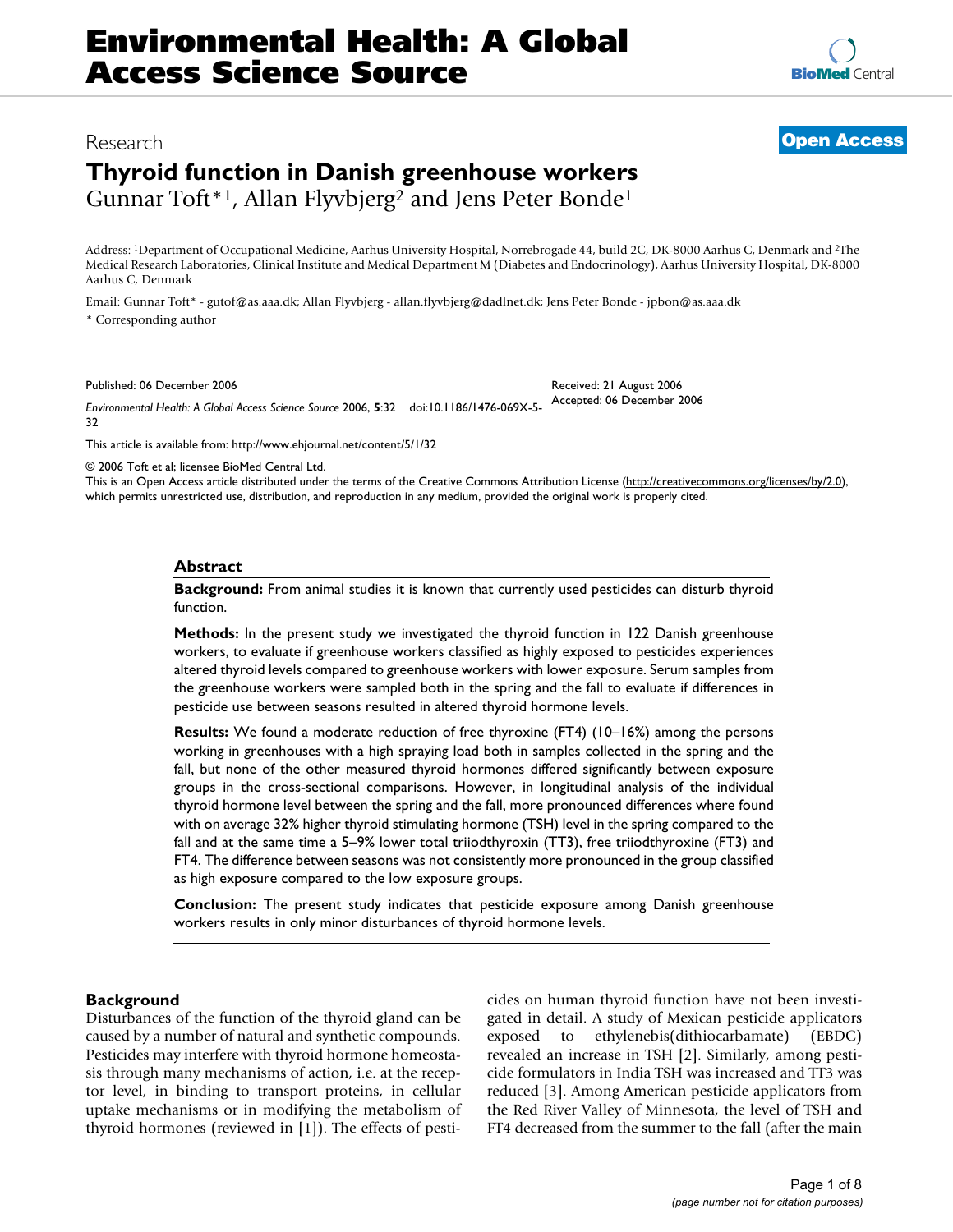Research

**Open Access**

# Thyroid function in Danish greenhouse workers

Gunnar Toft*[1], Allan Flyvbjerg[2] and Jens Peter Bonde[1]

Address: [1]Department of Occupational Medicine, Aarhus University Hospital, Norrebrogade 44, build 2C, DK-8000 Aarhus C, Denmark and [2]The Medical Research Laboratories, Clinical Institute and Medical Department M (Diabetes and Endocrinology), Aarhus University Hospital, DK-8000 Aarhus C, Denmark

Email: Gunnar Toft* - gutof@as.aaa.dk; Allan Flyvbjerg - allan.flyvbjerg@dadlnet.dk; Jens Peter Bonde - jpbon@as.aaa.dk

\* Corresponding author

Published: 06 December 2006

*Environmental Health: A Global Access Science Source* 2006, **5**:32 doi:10.1186/1476-069X-5-32

Received: 21 August 2006
Accepted: 06 December 2006

This article is available from: http://www.ehjournal.net/content/5/1/32

© 2006 Toft et al; licensee BioMed Central Ltd.
This is an Open Access article distributed under the terms of the Creative Commons Attribution License (http://creativecommons.org/licenses/by/2.0), which permits unrestricted use, distribution, and reproduction in any medium, provided the original work is properly cited.

## Abstract

**Background:** From animal studies it is known that currently used pesticides can disturb thyroid function.

**Methods:** In the present study we investigated the thyroid function in 122 Danish greenhouse workers, to evaluate if greenhouse workers classified as highly exposed to pesticides experiences altered thyroid levels compared to greenhouse workers with lower exposure. Serum samples from the greenhouse workers were sampled both in the spring and the fall to evaluate if differences in pesticide use between seasons resulted in altered thyroid hormone levels.

**Results:** We found a moderate reduction of free thyroxine (FT4) (10–16%) among the persons working in greenhouses with a high spraying load both in samples collected in the spring and the fall, but none of the other measured thyroid hormones differed significantly between exposure groups in the cross-sectional comparisons. However, in longitudinal analysis of the individual thyroid hormone level between the spring and the fall, more pronounced differences where found with on average 32% higher thyroid stimulating hormone (TSH) level in the spring compared to the fall and at the same time a 5–9% lower total triiodthyroxin (TT3), free triiodthyroxine (FT3) and FT4. The difference between seasons was not consistently more pronounced in the group classified as high exposure compared to the low exposure groups.

**Conclusion:** The present study indicates that pesticide exposure among Danish greenhouse workers results in only minor disturbances of thyroid hormone levels.

## Background

Disturbances of the function of the thyroid gland can be caused by a number of natural and synthetic compounds. Pesticides may interfere with thyroid hormone homeostasis through many mechanisms of action, i.e. at the receptor level, in binding to transport proteins, in cellular uptake mechanisms or in modifying the metabolism of thyroid hormones (reviewed in [1]). The effects of pesticides on human thyroid function have not been investigated in detail. A study of Mexican pesticide applicators exposed to ethylenebis(dithiocarbamate) (EBDC) revealed an increase in TSH [2]. Similarly, among pesticide formulators in India TSH was increased and TT3 was reduced [3]. Among American pesticide applicators from the Red River Valley of Minnesota, the level of TSH and FT4 decreased from the summer to the fall (after the main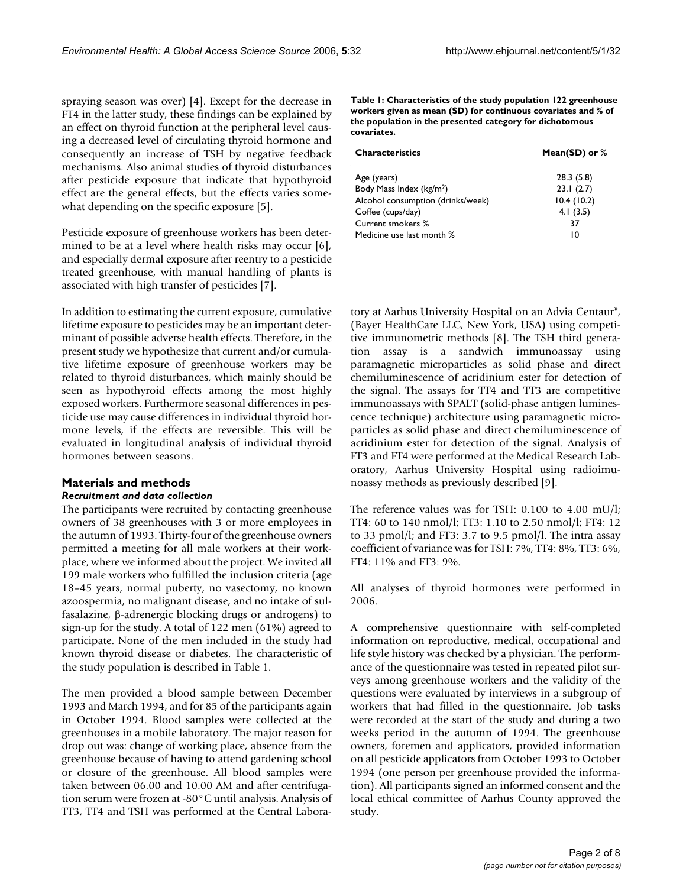spraying season was over) [4]. Except for the decrease in FT4 in the latter study, these findings can be explained by an effect on thyroid function at the peripheral level causing a decreased level of circulating thyroid hormone and consequently an increase of TSH by negative feedback mechanisms. Also animal studies of thyroid disturbances after pesticide exposure that indicate that hypothyroid effect are the general effects, but the effects varies somewhat depending on the specific exposure [5].

Pesticide exposure of greenhouse workers has been determined to be at a level where health risks may occur [6], and especially dermal exposure after reentry to a pesticide treated greenhouse, with manual handling of plants is associated with high transfer of pesticides [7].

In addition to estimating the current exposure, cumulative lifetime exposure to pesticides may be an important determinant of possible adverse health effects. Therefore, in the present study we hypothesize that current and/or cumulative lifetime exposure of greenhouse workers may be related to thyroid disturbances, which mainly should be seen as hypothyroid effects among the most highly exposed workers. Furthermore seasonal differences in pesticide use may cause differences in individual thyroid hormone levels, if the effects are reversible. This will be evaluated in longitudinal analysis of individual thyroid hormones between seasons.

## Materials and methods

### *Recruitment and data collection*

The participants were recruited by contacting greenhouse owners of 38 greenhouses with 3 or more employees in the autumn of 1993. Thirty-four of the greenhouse owners permitted a meeting for all male workers at their workplace, where we informed about the project. We invited all 199 male workers who fulfilled the inclusion criteria (age 18–45 years, normal puberty, no vasectomy, no known azoospermia, no malignant disease, and no intake of sulfasalazine, β-adrenergic blocking drugs or androgens) to sign-up for the study. A total of 122 men (61%) agreed to participate. None of the men included in the study had known thyroid disease or diabetes. The characteristic of the study population is described in Table 1.

**Table 1: Characteristics of the study population 122 greenhouse workers given as mean (SD) for continuous covariates and % of the population in the presented category for dichotomous covariates.**

| Characteristics | Mean(SD) or % |
|---|---|
| Age (years) | 28.3 (5.8) |
| Body Mass Index (kg/m$^2$) | 23.1 (2.7) |
| Alcohol consumption (drinks/week) | 10.4 (10.2) |
| Coffee (cups/day) | 4.1 (3.5) |
| Current smokers % | 37 |
| Medicine use last month % | 10 |

The men provided a blood sample between December 1993 and March 1994, and for 85 of the participants again in October 1994. Blood samples were collected at the greenhouses in a mobile laboratory. The major reason for drop out was: change of working place, absence from the greenhouse because of having to attend gardening school or closure of the greenhouse. All blood samples were taken between 06.00 and 10.00 AM and after centrifugation serum were frozen at -80°C until analysis. Analysis of TT3, TT4 and TSH was performed at the Central Laboratory at Aarhus University Hospital on an Advia Centaur®, (Bayer HealthCare LLC, New York, USA) using competitive immunometric methods [8]. The TSH third generation assay is a sandwich immunoassay using paramagnetic microparticles as solid phase and direct chemiluminescence of acridinium ester for detection of the signal. The assays for TT4 and TT3 are competitive immunoassays with SPALT (solid-phase antigen luminescence technique) architecture using paramagnetic microparticles as solid phase and direct chemiluminescence of acridinium ester for detection of the signal. Analysis of FT3 and FT4 were performed at the Medical Research Laboratory, Aarhus University Hospital using radioimunoassy methods as previously described [9].

The reference values was for TSH: 0.100 to 4.00 mU/l; TT4: 60 to 140 nmol/l; TT3: 1.10 to 2.50 nmol/l; FT4: 12 to 33 pmol/l; and FT3: 3.7 to 9.5 pmol/l. The intra assay coefficient of variance was for TSH: 7%, TT4: 8%, TT3: 6%, FT4: 11% and FT3: 9%.

All analyses of thyroid hormones were performed in 2006.

A comprehensive questionnaire with self-completed information on reproductive, medical, occupational and life style history was checked by a physician. The performance of the questionnaire was tested in repeated pilot surveys among greenhouse workers and the validity of the questions were evaluated by interviews in a subgroup of workers that had filled in the questionnaire. Job tasks were recorded at the start of the study and during a two weeks period in the autumn of 1994. The greenhouse owners, foremen and applicators, provided information on all pesticide applicators from October 1993 to October 1994 (one person per greenhouse provided the information). All participants signed an informed consent and the local ethical committee of Aarhus County approved the study.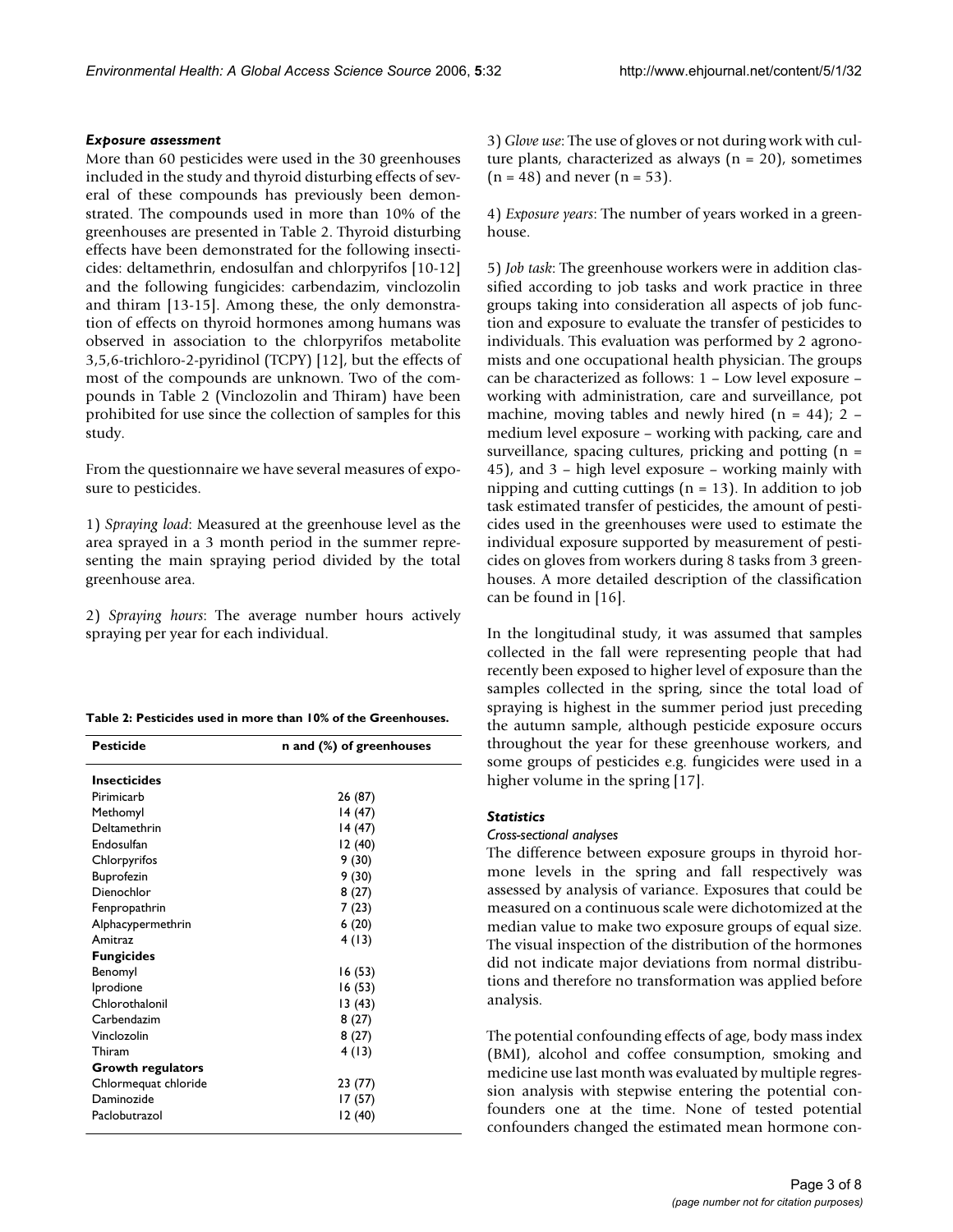### *Exposure assessment*

More than 60 pesticides were used in the 30 greenhouses included in the study and thyroid disturbing effects of several of these compounds has previously been demonstrated. The compounds used in more than 10% of the greenhouses are presented in Table 2. Thyroid disturbing effects have been demonstrated for the following insecticides: deltamethrin, endosulfan and chlorpyrifos [10-12] and the following fungicides: carbendazim, vinclozolin and thiram [13-15]. Among these, the only demonstration of effects on thyroid hormones among humans was observed in association to the chlorpyrifos metabolite 3,5,6-trichloro-2-pyridinol (TCPY) [12], but the effects of most of the compounds are unknown. Two of the compounds in Table 2 (Vinclozolin and Thiram) have been prohibited for use since the collection of samples for this study.

From the questionnaire we have several measures of exposure to pesticides.

1) *Spraying load*: Measured at the greenhouse level as the area sprayed in a 3 month period in the summer representing the main spraying period divided by the total greenhouse area.

2) *Spraying hours*: The average number hours actively spraying per year for each individual.

**Table 2: Pesticides used in more than 10% of the Greenhouses.**

| Pesticide | n and (%) of greenhouses |
|---|---|
| **Insecticides** | |
| Pirimicarb | 26 (87) |
| Methomyl | 14 (47) |
| Deltamethrin | 14 (47) |
| Endosulfan | 12 (40) |
| Chlorpyrifos | 9 (30) |
| Buprofezin | 9 (30) |
| Dienochlor | 8 (27) |
| Fenpropathrin | 7 (23) |
| Alphacypermethrin | 6 (20) |
| Amitraz | 4 (13) |
| **Fungicides** | |
| Benomyl | 16 (53) |
| Iprodione | 16 (53) |
| Chlorothalonil | 13 (43) |
| Carbendazim | 8 (27) |
| Vinclozolin | 8 (27) |
| Thiram | 4 (13) |
| **Growth regulators** | |
| Chlormequat chloride | 23 (77) |
| Daminozide | 17 (57) |
| Paclobutrazol | 12 (40) |

3) *Glove use*: The use of gloves or not during work with culture plants, characterized as always (n = 20), sometimes (n = 48) and never (n = 53).

4) *Exposure years*: The number of years worked in a greenhouse.

5) *Job task*: The greenhouse workers were in addition classified according to job tasks and work practice in three groups taking into consideration all aspects of job function and exposure to evaluate the transfer of pesticides to individuals. This evaluation was performed by 2 agronomists and one occupational health physician. The groups can be characterized as follows: 1 – Low level exposure – working with administration, care and surveillance, pot machine, moving tables and newly hired (n = 44); 2 – medium level exposure – working with packing, care and surveillance, spacing cultures, pricking and potting (n = 45), and 3 – high level exposure – working mainly with nipping and cutting cuttings (n = 13). In addition to job task estimated transfer of pesticides, the amount of pesticides used in the greenhouses were used to estimate the individual exposure supported by measurement of pesticides on gloves from workers during 8 tasks from 3 greenhouses. A more detailed description of the classification can be found in [16].

In the longitudinal study, it was assumed that samples collected in the fall were representing people that had recently been exposed to higher level of exposure than the samples collected in the spring, since the total load of spraying is highest in the summer period just preceding the autumn sample, although pesticide exposure occurs throughout the year for these greenhouse workers, and some groups of pesticides e.g. fungicides were used in a higher volume in the spring [17].

### *Statistics*

*Cross-sectional analyses*

The difference between exposure groups in thyroid hormone levels in the spring and fall respectively was assessed by analysis of variance. Exposures that could be measured on a continuous scale were dichotomized at the median value to make two exposure groups of equal size. The visual inspection of the distribution of the hormones did not indicate major deviations from normal distributions and therefore no transformation was applied before analysis.

The potential confounding effects of age, body mass index (BMI), alcohol and coffee consumption, smoking and medicine use last month was evaluated by multiple regression analysis with stepwise entering the potential confounders one at the time. None of tested potential confounders changed the estimated mean hormone con-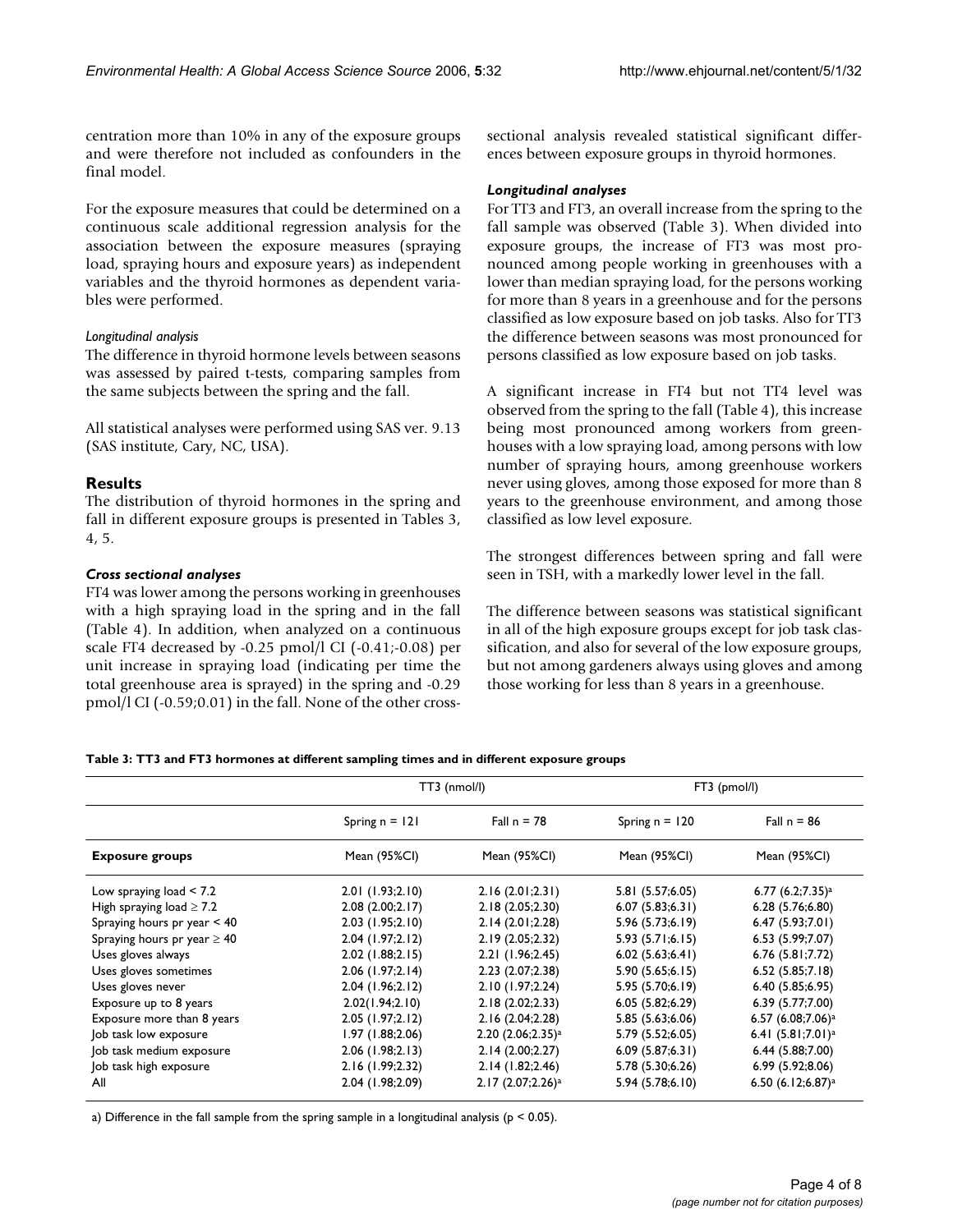centration more than 10% in any of the exposure groups and were therefore not included as confounders in the final model.

For the exposure measures that could be determined on a continuous scale additional regression analysis for the association between the exposure measures (spraying load, spraying hours and exposure years) as independent variables and the thyroid hormones as dependent variables were performed.

#### *Longitudinal analysis*

The difference in thyroid hormone levels between seasons was assessed by paired t-tests, comparing samples from the same subjects between the spring and the fall.

All statistical analyses were performed using SAS ver. 9.13 (SAS institute, Cary, NC, USA).

## Results

The distribution of thyroid hormones in the spring and fall in different exposure groups is presented in Tables 3, 4, 5.

### *Cross sectional analyses*

FT4 was lower among the persons working in greenhouses with a high spraying load in the spring and in the fall (Table 4). In addition, when analyzed on a continuous scale FT4 decreased by -0.25 pmol/l CI (-0.41;-0.08) per unit increase in spraying load (indicating per time the total greenhouse area is sprayed) in the spring and -0.29 pmol/l CI (-0.59;0.01) in the fall. None of the other cross-sectional analysis revealed statistical significant differences between exposure groups in thyroid hormones.

### *Longitudinal analyses*

For TT3 and FT3, an overall increase from the spring to the fall sample was observed (Table 3). When divided into exposure groups, the increase of FT3 was most pronounced among people working in greenhouses with a lower than median spraying load, for the persons working for more than 8 years in a greenhouse and for the persons classified as low exposure based on job tasks. Also for TT3 the difference between seasons was most pronounced for persons classified as low exposure based on job tasks.

A significant increase in FT4 but not TT4 level was observed from the spring to the fall (Table 4), this increase being most pronounced among workers from greenhouses with a low spraying load, among persons with low number of spraying hours, among greenhouse workers never using gloves, among those exposed for more than 8 years to the greenhouse environment, and among those classified as low level exposure.

The strongest differences between spring and fall were seen in TSH, with a markedly lower level in the fall.

The difference between seasons was statistical significant in all of the high exposure groups except for job task classification, and also for several of the low exposure groups, but not among gardeners always using gloves and among those working for less than 8 years in a greenhouse.

**Table 3: TT3 and FT3 hormones at different sampling times and in different exposure groups**

| | TT3 (nmol/l) | | FT3 (pmol/l) | |
|---|---|---|---|---|
| | Spring n = 121 | Fall n = 78 | Spring n = 120 | Fall n = 86 |
| **Exposure groups** | Mean (95%CI) | Mean (95%CI) | Mean (95%CI) | Mean (95%CI) |
| Low spraying load < 7.2 | 2.01 (1.93;2.10) | 2.16 (2.01;2.31) | 5.81 (5.57;6.05) | 6.77 (6.2;7.35)[a] |
| High spraying load ≥ 7.2 | 2.08 (2.00;2.17) | 2.18 (2.05;2.30) | 6.07 (5.83;6.31) | 6.28 (5.76;6.80) |
| Spraying hours pr year < 40 | 2.03 (1.95;2.10) | 2.14 (2.01;2.28) | 5.96 (5.73;6.19) | 6.47 (5.93;7.01) |
| Spraying hours pr year ≥ 40 | 2.04 (1.97;2.12) | 2.19 (2.05;2.32) | 5.93 (5.71;6.15) | 6.53 (5.99;7.07) |
| Uses gloves always | 2.02 (1.88;2.15) | 2.21 (1.96;2.45) | 6.02 (5.63;6.41) | 6.76 (5.81;7.72) |
| Uses gloves sometimes | 2.06 (1.97;2.14) | 2.23 (2.07;2.38) | 5.90 (5.65;6.15) | 6.52 (5.85;7.18) |
| Uses gloves never | 2.04 (1.96;2.12) | 2.10 (1.97;2.24) | 5.95 (5.70;6.19) | 6.40 (5.85;6.95) |
| Exposure up to 8 years | 2.02(1.94;2.10) | 2.18 (2.02;2.33) | 6.05 (5.82;6.29) | 6.39 (5.77;7.00) |
| Exposure more than 8 years | 2.05 (1.97;2.12) | 2.16 (2.04;2.28) | 5.85 (5.63;6.06) | 6.57 (6.08;7.06)[a] |
| Job task low exposure | 1.97 (1.88;2.06) | 2.20 (2.06;2.35)[a] | 5.79 (5.52;6.05) | 6.41 (5.81;7.01)[a] |
| Job task medium exposure | 2.06 (1.98;2.13) | 2.14 (2.00;2.27) | 6.09 (5.87;6.31) | 6.44 (5.88;7.00) |
| Job task high exposure | 2.16 (1.99;2.32) | 2.14 (1.82;2.46) | 5.78 (5.30;6.26) | 6.99 (5.92;8.06) |
| All | 2.04 (1.98;2.09) | 2.17 (2.07;2.26)[a] | 5.94 (5.78;6.10) | 6.50 (6.12;6.87)[a] |

a) Difference in the fall sample from the spring sample in a longitudinal analysis ($p < 0.05$).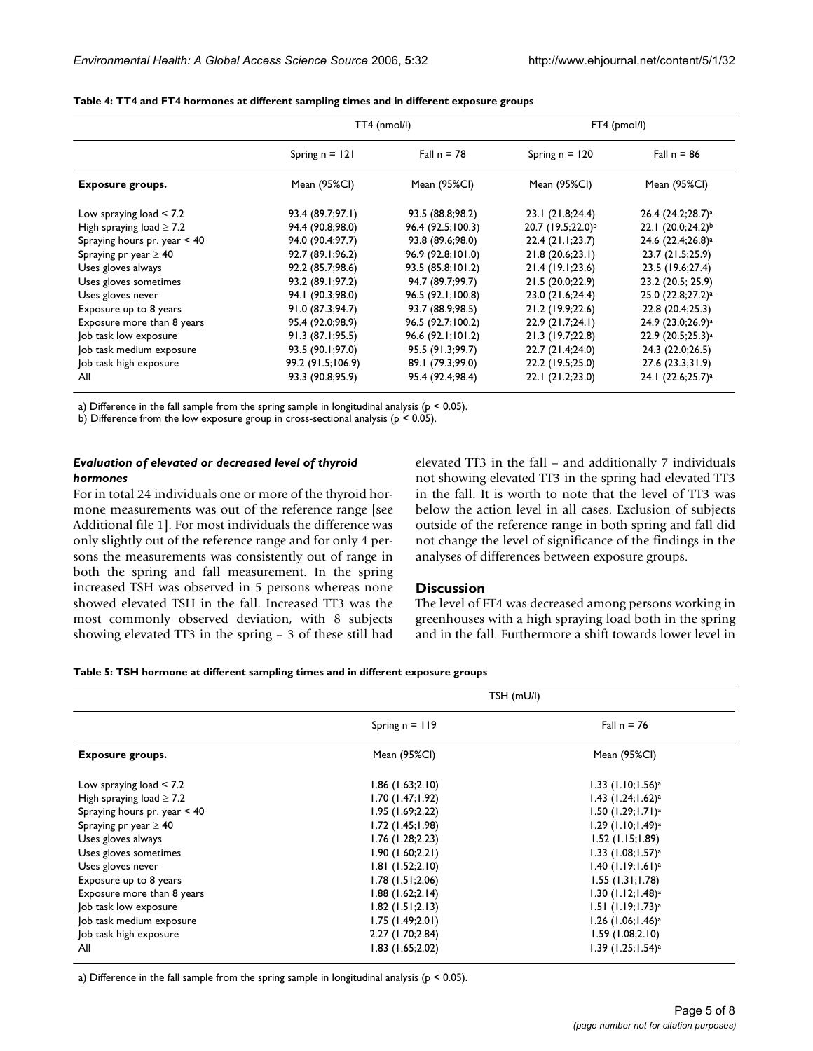**Table 4: TT4 and FT4 hormones at different sampling times and in different exposure groups**

| | TT4 (nmol/l) | | FT4 (pmol/l) | |
|---|---|---|---|---|
| | Spring n = 121 | Fall n = 78 | Spring n = 120 | Fall n = 86 |
| **Exposure groups.** | Mean (95%CI) | Mean (95%CI) | Mean (95%CI) | Mean (95%CI) |
| Low spraying load < 7.2 | 93.4 (89.7;97.1) | 93.5 (88.8;98.2) | 23.1 (21.8;24.4) | 26.4 (24.2;28.7)[a] |
| High spraying load ≥ 7.2 | 94.4 (90.8;98.0) | 96.4 (92.5;100.3) | 20.7 (19.5;22.0)[b] | 22.1 (20.0;24.2)[b] |
| Spraying hours pr. year < 40 | 94.0 (90.4;97.7) | 93.8 (89.6;98.0) | 22.4 (21.1;23.7) | 24.6 (22.4;26.8)[a] |
| Spraying pr year ≥ 40 | 92.7 (89.1;96.2) | 96.9 (92.8;101.0) | 21.8 (20.6;23.1) | 23.7 (21.5;25.9) |
| Uses gloves always | 92.2 (85.7;98.6) | 93.5 (85.8;101.2) | 21.4 (19.1;23.6) | 23.5 (19.6;27.4) |
| Uses gloves sometimes | 93.2 (89.1;97.2) | 94.7 (89.7;99.7) | 21.5 (20.0;22.9) | 23.2 (20.5; 25.9) |
| Uses gloves never | 94.1 (90.3;98.0) | 96.5 (92.1;100.8) | 23.0 (21.6;24.4) | 25.0 (22.8;27.2)[a] |
| Exposure up to 8 years | 91.0 (87.3;94.7) | 93.7 (88.9;98.5) | 21.2 (19.9;22.6) | 22.8 (20.4;25.3) |
| Exposure more than 8 years | 95.4 (92.0;98.9) | 96.5 (92.7;100.2) | 22.9 (21.7;24.1) | 24.9 (23.0;26.9)[a] |
| Job task low exposure | 91.3 (87.1;95.5) | 96.6 (92.1;101.2) | 21.3 (19.7;22.8) | 22.9 (20.5;25.3)[a] |
| Job task medium exposure | 93.5 (90.1;97.0) | 95.5 (91.3;99.7) | 22.7 (21.4;24.0) | 24.3 (22.0;26.5) |
| Job task high exposure | 99.2 (91.5;106.9) | 89.1 (79.3;99.0) | 22.2 (19.5;25.0) | 27.6 (23.3;31.9) |
| All | 93.3 (90.8;95.9) | 95.4 (92.4;98.4) | 22.1 (21.2;23.0) | 24.1 (22.6;25.7)[a] |

a) Difference in the fall sample from the spring sample in longitudinal analysis ($p < 0.05$).
b) Difference from the low exposure group in cross-sectional analysis ($p < 0.05$).

### *Evaluation of elevated or decreased level of thyroid hormones*

For in total 24 individuals one or more of the thyroid hormone measurements was out of the reference range [see Additional file 1]. For most individuals the difference was only slightly out of the reference range and for only 4 persons the measurements was consistently out of range in both the spring and fall measurement. In the spring increased TSH was observed in 5 persons whereas none showed elevated TSH in the fall. Increased TT3 was the most commonly observed deviation, with 8 subjects showing elevated TT3 in the spring – 3 of these still had elevated TT3 in the fall – and additionally 7 individuals not showing elevated TT3 in the spring had elevated TT3 in the fall. It is worth to note that the level of TT3 was below the action level in all cases. Exclusion of subjects outside of the reference range in both spring and fall did not change the level of significance of the findings in the analyses of differences between exposure groups.

## Discussion

The level of FT4 was decreased among persons working in greenhouses with a high spraying load both in the spring and in the fall. Furthermore a shift towards lower level in

**Table 5: TSH hormone at different sampling times and in different exposure groups**

| | TSH (mU/l) | |
|---|---|---|
| | Spring n = 119 | Fall n = 76 |
| **Exposure groups.** | Mean (95%CI) | Mean (95%CI) |
| Low spraying load < 7.2 | 1.86 (1.63;2.10) | 1.33 (1.10;1.56)[a] |
| High spraying load ≥ 7.2 | 1.70 (1.47;1.92) | 1.43 (1.24;1.62)[a] |
| Spraying hours pr. year < 40 | 1.95 (1.69;2.22) | 1.50 (1.29;1.71)[a] |
| Spraying pr year ≥ 40 | 1.72 (1.45;1.98) | 1.29 (1.10;1.49)[a] |
| Uses gloves always | 1.76 (1.28;2.23) | 1.52 (1.15;1.89) |
| Uses gloves sometimes | 1.90 (1.60;2.21) | 1.33 (1.08;1.57)[a] |
| Uses gloves never | 1.81 (1.52;2.10) | 1.40 (1.19;1.61)[a] |
| Exposure up to 8 years | 1.78 (1.51;2.06) | 1.55 (1.31;1.78) |
| Exposure more than 8 years | 1.88 (1.62;2.14) | 1.30 (1.12;1.48)[a] |
| Job task low exposure | 1.82 (1.51;2.13) | 1.51 (1.19;1.73)[a] |
| Job task medium exposure | 1.75 (1.49;2.01) | 1.26 (1.06;1.46)[a] |
| Job task high exposure | 2.27 (1.70;2.84) | 1.59 (1.08;2.10) |
| All | 1.83 (1.65;2.02) | 1.39 (1.25;1.54)[a] |

a) Difference in the fall sample from the spring sample in longitudinal analysis ($p < 0.05$).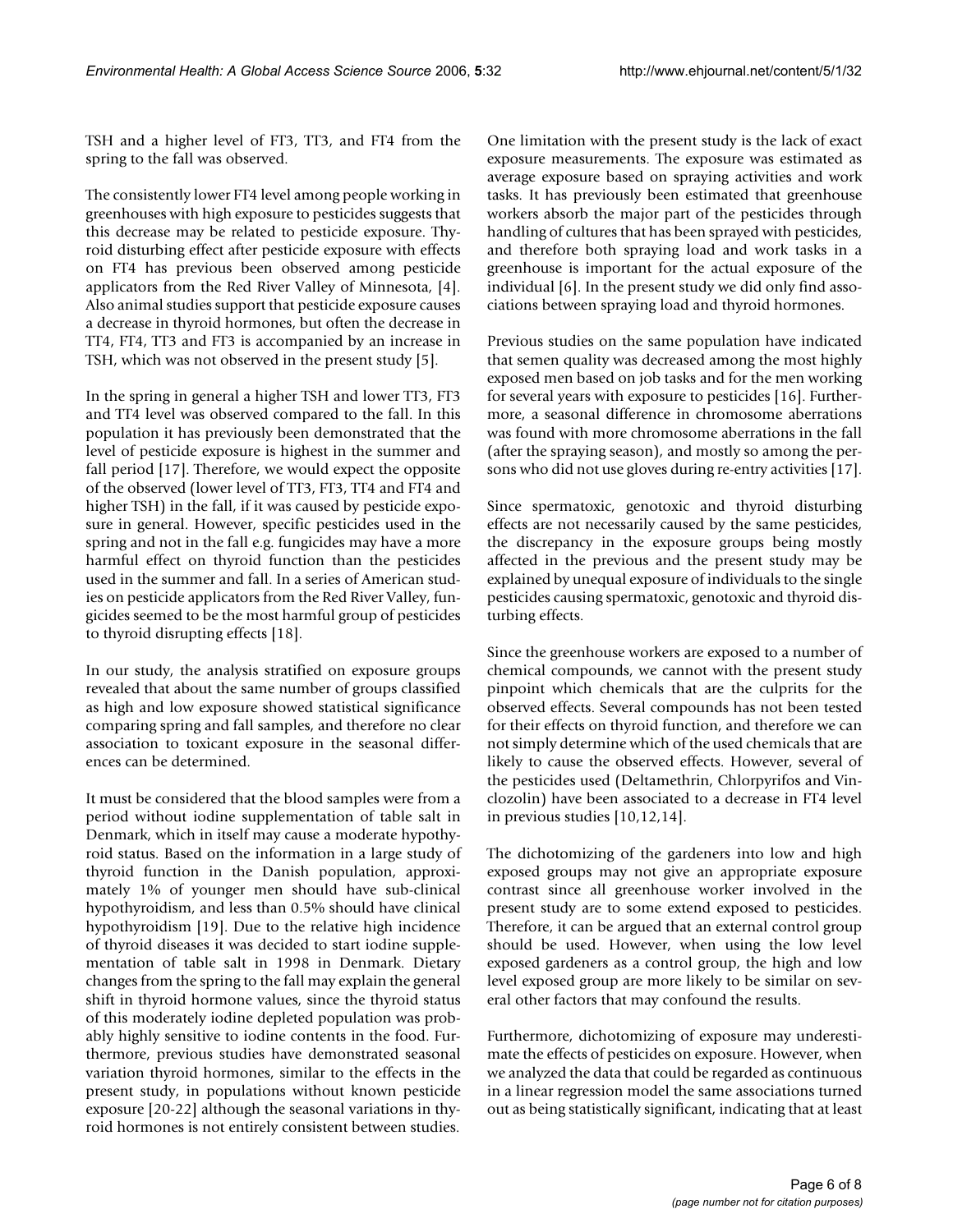TSH and a higher level of FT3, TT3, and FT4 from the spring to the fall was observed.

The consistently lower FT4 level among people working in greenhouses with high exposure to pesticides suggests that this decrease may be related to pesticide exposure. Thyroid disturbing effect after pesticide exposure with effects on FT4 has previous been observed among pesticide applicators from the Red River Valley of Minnesota, [4]. Also animal studies support that pesticide exposure causes a decrease in thyroid hormones, but often the decrease in TT4, FT4, TT3 and FT3 is accompanied by an increase in TSH, which was not observed in the present study [5].

In the spring in general a higher TSH and lower TT3, FT3 and TT4 level was observed compared to the fall. In this population it has previously been demonstrated that the level of pesticide exposure is highest in the summer and fall period [17]. Therefore, we would expect the opposite of the observed (lower level of TT3, FT3, TT4 and FT4 and higher TSH) in the fall, if it was caused by pesticide exposure in general. However, specific pesticides used in the spring and not in the fall e.g. fungicides may have a more harmful effect on thyroid function than the pesticides used in the summer and fall. In a series of American studies on pesticide applicators from the Red River Valley, fungicides seemed to be the most harmful group of pesticides to thyroid disrupting effects [18].

In our study, the analysis stratified on exposure groups revealed that about the same number of groups classified as high and low exposure showed statistical significance comparing spring and fall samples, and therefore no clear association to toxicant exposure in the seasonal differences can be determined.

It must be considered that the blood samples were from a period without iodine supplementation of table salt in Denmark, which in itself may cause a moderate hypothyroid status. Based on the information in a large study of thyroid function in the Danish population, approximately 1% of younger men should have sub-clinical hypothyroidism, and less than 0.5% should have clinical hypothyroidism [19]. Due to the relative high incidence of thyroid diseases it was decided to start iodine supplementation of table salt in 1998 in Denmark. Dietary changes from the spring to the fall may explain the general shift in thyroid hormone values, since the thyroid status of this moderately iodine depleted population was probably highly sensitive to iodine contents in the food. Furthermore, previous studies have demonstrated seasonal variation thyroid hormones, similar to the effects in the present study, in populations without known pesticide exposure [20-22] although the seasonal variations in thyroid hormones is not entirely consistent between studies.

One limitation with the present study is the lack of exact exposure measurements. The exposure was estimated as average exposure based on spraying activities and work tasks. It has previously been estimated that greenhouse workers absorb the major part of the pesticides through handling of cultures that has been sprayed with pesticides, and therefore both spraying load and work tasks in a greenhouse is important for the actual exposure of the individual [6]. In the present study we did only find associations between spraying load and thyroid hormones.

Previous studies on the same population have indicated that semen quality was decreased among the most highly exposed men based on job tasks and for the men working for several years with exposure to pesticides [16]. Furthermore, a seasonal difference in chromosome aberrations was found with more chromosome aberrations in the fall (after the spraying season), and mostly so among the persons who did not use gloves during re-entry activities [17].

Since spermatoxic, genotoxic and thyroid disturbing effects are not necessarily caused by the same pesticides, the discrepancy in the exposure groups being mostly affected in the previous and the present study may be explained by unequal exposure of individuals to the single pesticides causing spermatoxic, genotoxic and thyroid disturbing effects.

Since the greenhouse workers are exposed to a number of chemical compounds, we cannot with the present study pinpoint which chemicals that are the culprits for the observed effects. Several compounds has not been tested for their effects on thyroid function, and therefore we can not simply determine which of the used chemicals that are likely to cause the observed effects. However, several of the pesticides used (Deltamethrin, Chlorpyrifos and Vinclozolin) have been associated to a decrease in FT4 level in previous studies [10,12,14].

The dichotomizing of the gardeners into low and high exposed groups may not give an appropriate exposure contrast since all greenhouse worker involved in the present study are to some extend exposed to pesticides. Therefore, it can be argued that an external control group should be used. However, when using the low level exposed gardeners as a control group, the high and low level exposed group are more likely to be similar on several other factors that may confound the results.

Furthermore, dichotomizing of exposure may underestimate the effects of pesticides on exposure. However, when we analyzed the data that could be regarded as continuous in a linear regression model the same associations turned out as being statistically significant, indicating that at least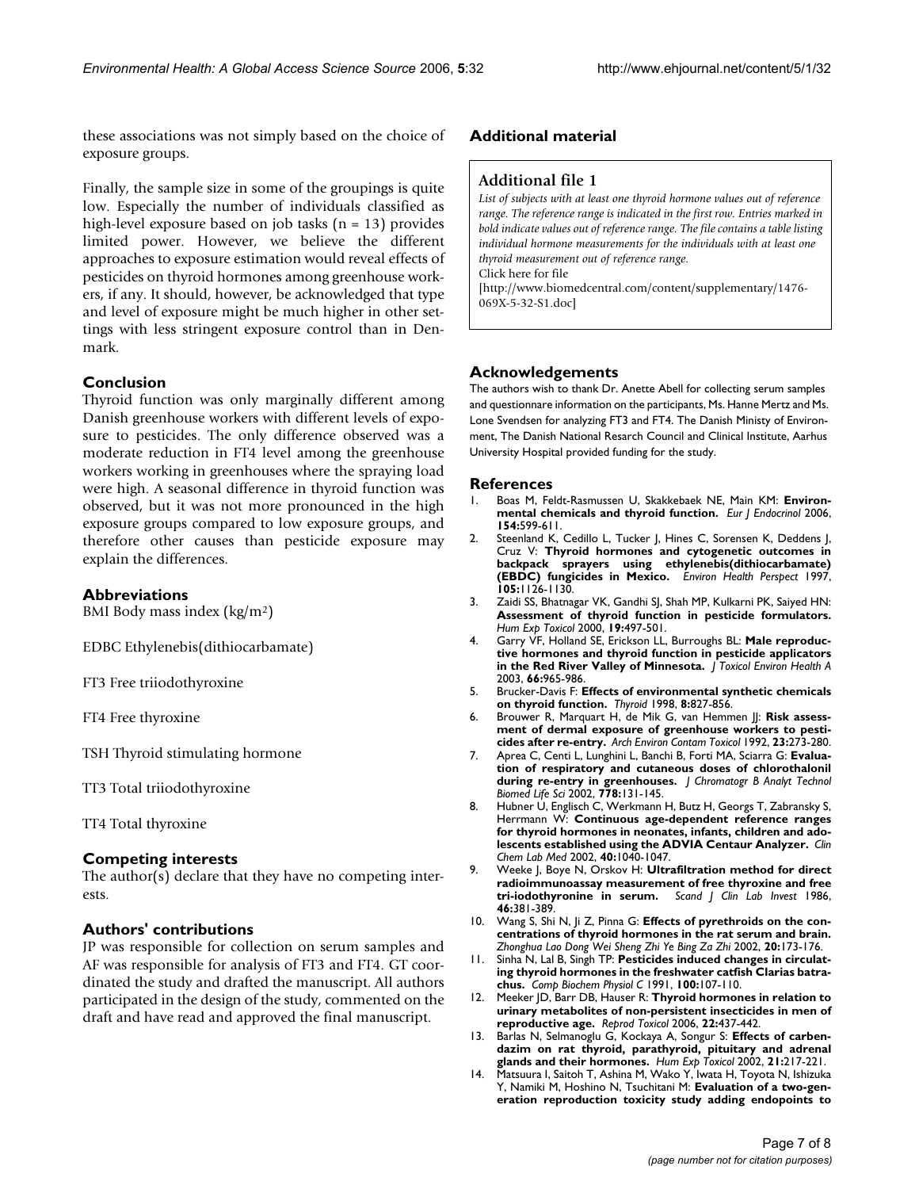these associations was not simply based on the choice of exposure groups.

Finally, the sample size in some of the groupings is quite low. Especially the number of individuals classified as high-level exposure based on job tasks (n = 13) provides limited power. However, we believe the different approaches to exposure estimation would reveal effects of pesticides on thyroid hormones among greenhouse workers, if any. It should, however, be acknowledged that type and level of exposure might be much higher in other settings with less stringent exposure control than in Denmark.

## Conclusion

Thyroid function was only marginally different among Danish greenhouse workers with different levels of exposure to pesticides. The only difference observed was a moderate reduction in FT4 level among the greenhouse workers working in greenhouses where the spraying load were high. A seasonal difference in thyroid function was observed, but it was not more pronounced in the high exposure groups compared to low exposure groups, and therefore other causes than pesticide exposure may explain the differences.

## Abbreviations

BMI Body mass index ($kg/m^2$)

EDBC Ethylenebis(dithiocarbamate)

FT3 Free triiodothyroxine

FT4 Free thyroxine

TSH Thyroid stimulating hormone

TT3 Total triiodothyroxine

TT4 Total thyroxine

## Competing interests

The author(s) declare that they have no competing interests.

## Authors' contributions

JP was responsible for collection on serum samples and AF was responsible for analysis of FT3 and FT4. GT coordinated the study and drafted the manuscript. All authors participated in the design of the study, commented on the draft and have read and approved the final manuscript.

## Additional material

### Additional file 1

*List of subjects with at least one thyroid hormone values out of reference range. The reference range is indicated in the first row. Entries marked in bold indicate values out of reference range. The file contains a table listing individual hormone measurements for the individuals with at least one thyroid measurement out of reference range.*

Click here for file

[http://www.biomedcentral.com/content/supplementary/1476-069X-5-32-S1.doc]

## Acknowledgements

The authors wish to thank Dr. Anette Abell for collecting serum samples and questionnare information on the participants, Ms. Hanne Mertz and Ms. Lone Svendsen for analyzing FT3 and FT4. The Danish Ministy of Environment, The Danish National Resarch Council and Clinical Institute, Aarhus University Hospital provided funding for the study.

## References

1. Boas M, Feldt-Rasmussen U, Skakkebaek NE, Main KM: **Environmental chemicals and thyroid function.** *Eur J Endocrinol* 2006, **154:**599-611.
2. Steenland K, Cedillo L, Tucker J, Hines C, Sorensen K, Deddens J, Cruz V: **Thyroid hormones and cytogenetic outcomes in backpack sprayers using ethylenebis(dithiocarbamate) (EBDC) fungicides in Mexico.** *Environ Health Perspect* 1997, **105:**1126-1130.
3. Zaidi SS, Bhatnagar VK, Gandhi SJ, Shah MP, Kulkarni PK, Saiyed HN: **Assessment of thyroid function in pesticide formulators.** *Hum Exp Toxicol* 2000, **19:**497-501.
4. Garry VF, Holland SE, Erickson LL, Burroughs BL: **Male reproductive hormones and thyroid function in pesticide applicators in the Red River Valley of Minnesota.** *J Toxicol Environ Health A* 2003, **66:**965-986.
5. Brucker-Davis F: **Effects of environmental synthetic chemicals on thyroid function.** *Thyroid* 1998, **8:**827-856.
6. Brouwer R, Marquart H, de Mik G, van Hemmen JJ: **Risk assessment of dermal exposure of greenhouse workers to pesticides after re-entry.** *Arch Environ Contam Toxicol* 1992, **23:**273-280.
7. Aprea C, Centi L, Lunghini L, Banchi B, Forti MA, Sciarra G: **Evaluation of respiratory and cutaneous doses of chlorothalonil during re-entry in greenhouses.** *J Chromatogr B Analyt Technol Biomed Life Sci* 2002, **778:**131-145.
8. Hubner U, Englisch C, Werkmann H, Butz H, Georgs T, Zabransky S, Herrmann W: **Continuous age-dependent reference ranges for thyroid hormones in neonates, infants, children and adolescents established using the ADVIA Centaur Analyzer.** *Clin Chem Lab Med* 2002, **40:**1040-1047.
9. Weeke J, Boye N, Orskov H: **Ultrafiltration method for direct radioimmunoassay measurement of free thyroxine and free tri-iodothyronine in serum.** *Scand J Clin Lab Invest* 1986, **46:**381-389.
10. Wang S, Shi N, Ji Z, Pinna G: **Effects of pyrethroids on the concentrations of thyroid hormones in the rat serum and brain.** *Zhonghua Lao Dong Wei Sheng Zhi Ye Bing Za Zhi* 2002, **20:**173-176.
11. Sinha N, Lal B, Singh TP: **Pesticides induced changes in circulating thyroid hormones in the freshwater catfish Clarias batrachus.** *Comp Biochem Physiol C* 1991, **100:**107-110.
12. Meeker JD, Barr DB, Hauser R: **Thyroid hormones in relation to urinary metabolites of non-persistent insecticides in men of reproductive age.** *Reprod Toxicol* 2006, **22:**437-442.
13. Barlas N, Selmanoglu G, Kockaya A, Songur S: **Effects of carbendazim on rat thyroid, parathyroid, pituitary and adrenal glands and their hormones.** *Hum Exp Toxicol* 2002, **21:**217-221.
14. Matsuura I, Saitoh T, Ashina M, Wako Y, Iwata H, Toyota N, Ishizuka Y, Namiki M, Hoshino N, Tsuchitani M: **Evaluation of a two-generation reproduction toxicity study adding endopoints to**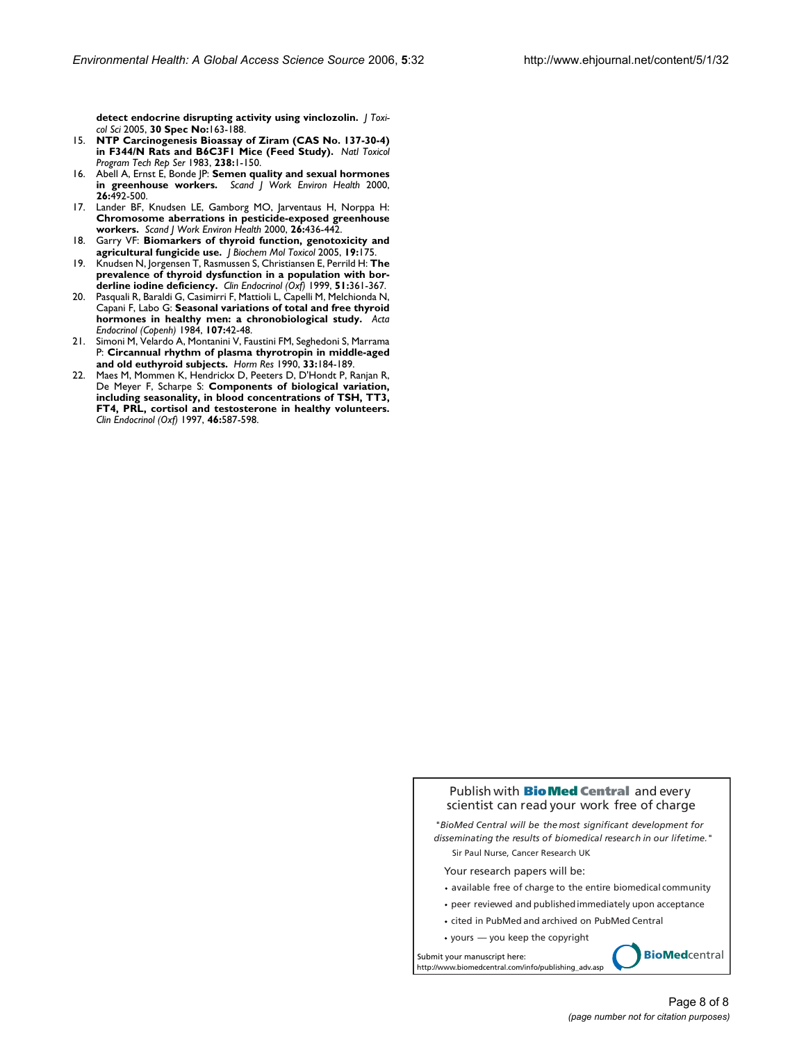detect endocrine disrupting activity using vinclozolin.** *J Toxicol Sci* 2005, **30 Spec No:**163-188.

15. **NTP Carcinogenesis Bioassay of Ziram (CAS No. 137-30-4) in F344/N Rats and B6C3F1 Mice (Feed Study).** *Natl Toxicol Program Tech Rep Ser* 1983, **238:**1-150.
16. Abell A, Ernst E, Bonde JP: **Semen quality and sexual hormones in greenhouse workers.** *Scand J Work Environ Health* 2000, **26:**492-500.
17. Lander BF, Knudsen LE, Gamborg MO, Jarventaus H, Norppa H: **Chromosome aberrations in pesticide-exposed greenhouse workers.** *Scand J Work Environ Health* 2000, **26:**436-442.
18. Garry VF: **Biomarkers of thyroid function, genotoxicity and agricultural fungicide use.** *J Biochem Mol Toxicol* 2005, **19:**175.
19. Knudsen N, Jorgensen T, Rasmussen S, Christiansen E, Perrild H: **The prevalence of thyroid dysfunction in a population with borderline iodine deficiency.** *Clin Endocrinol (Oxf)* 1999, **51:**361-367.
20. Pasquali R, Baraldi G, Casimirri F, Mattioli L, Capelli M, Melchionda N, Capani F, Labo G: **Seasonal variations of total and free thyroid hormones in healthy men: a chronobiological study.** *Acta Endocrinol (Copenh)* 1984, **107:**42-48.
21. Simoni M, Velardo A, Montanini V, Faustini FM, Seghedoni S, Marrama P: **Circannual rhythm of plasma thyrotropin in middle-aged and old euthyroid subjects.** *Horm Res* 1990, **33:**184-189.
22. Maes M, Mommen K, Hendrickx D, Peeters D, D'Hondt P, Ranjan R, De Meyer F, Scharpe S: **Components of biological variation, including seasonality, in blood concentrations of TSH, TT3, FT4, PRL, cortisol and testosterone in healthy volunteers.** *Clin Endocrinol (Oxf)* 1997, **46:**587-598.

Publish with **BioMed Central** and every scientist can read your work free of charge

*"BioMed Central will be the most significant development for disseminating the results of biomedical research in our lifetime."*

Sir Paul Nurse, Cancer Research UK

Your research papers will be:

- available free of charge to the entire biomedical community
- peer reviewed and published immediately upon acceptance
- cited in PubMed and archived on PubMed Central
- yours — you keep the copyright

Submit your manuscript here:
http://www.biomedcentral.com/info/publishing_adv.asp

**BioMed**central